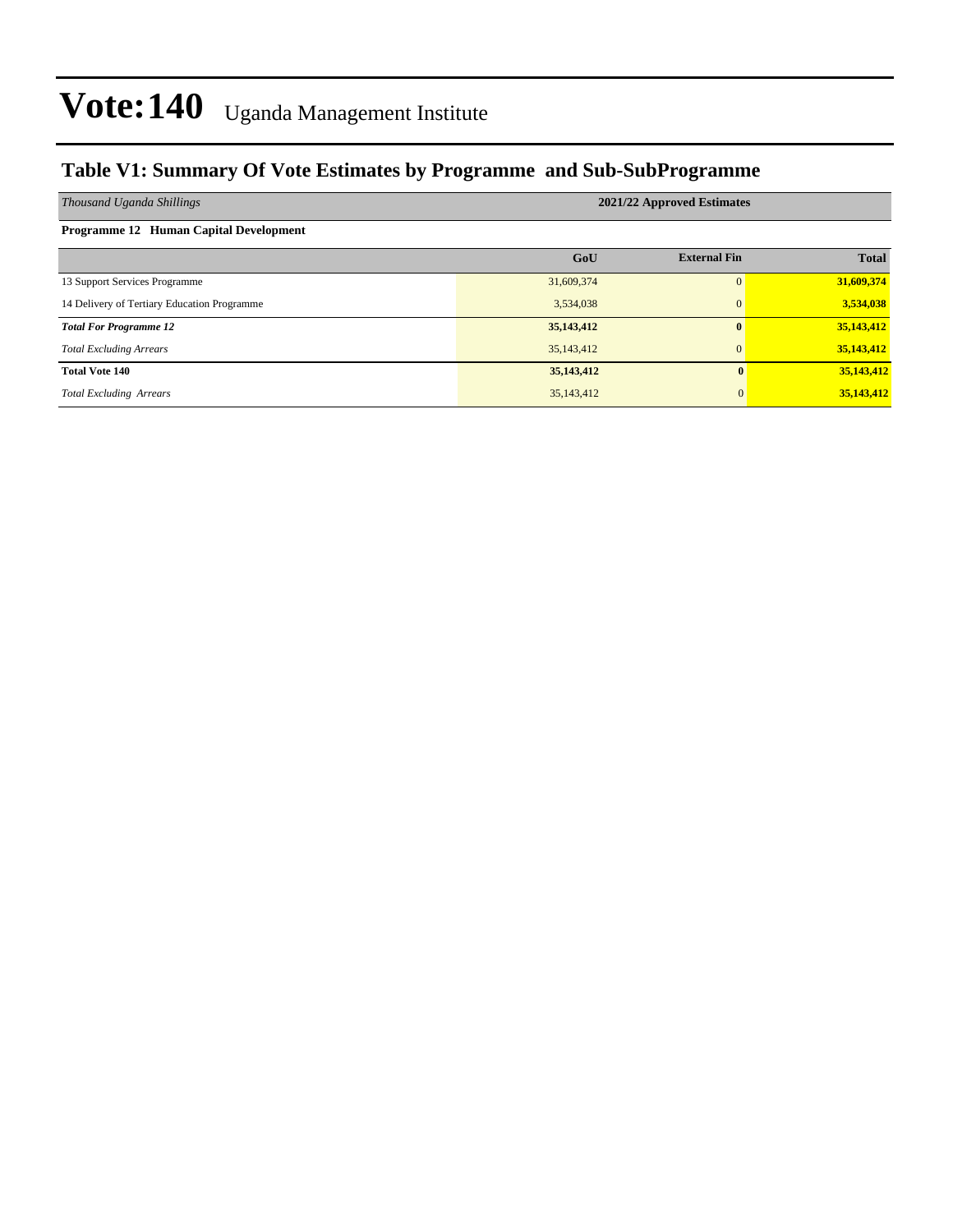# Vote:140 Uganda Management Institute

## Table V1: Summary Of Vote Estimates by Programme and Sub-SubProgramme

| *Thousand Uganda Shillings* | 2021/22 Approved Estimates | | |
|---|---|---|---|
| **Programme 12 Human Capital Development** | | | |
| | **GoU** | **External Fin** | **Total** |
| 13 Support Services Programme | 31,609,374 | 0 | **31,609,374** |
| 14 Delivery of Tertiary Education Programme | 3,534,038 | 0 | **3,534,038** |
| ***Total For Programme 12*** | **35,143,412** | **0** | **35,143,412** |
| *Total Excluding Arrears* | 35,143,412 | 0 | **35,143,412** |
| **Total Vote 140** | **35,143,412** | **0** | **35,143,412** |
| *Total Excluding Arrears* | 35,143,412 | 0 | **35,143,412** |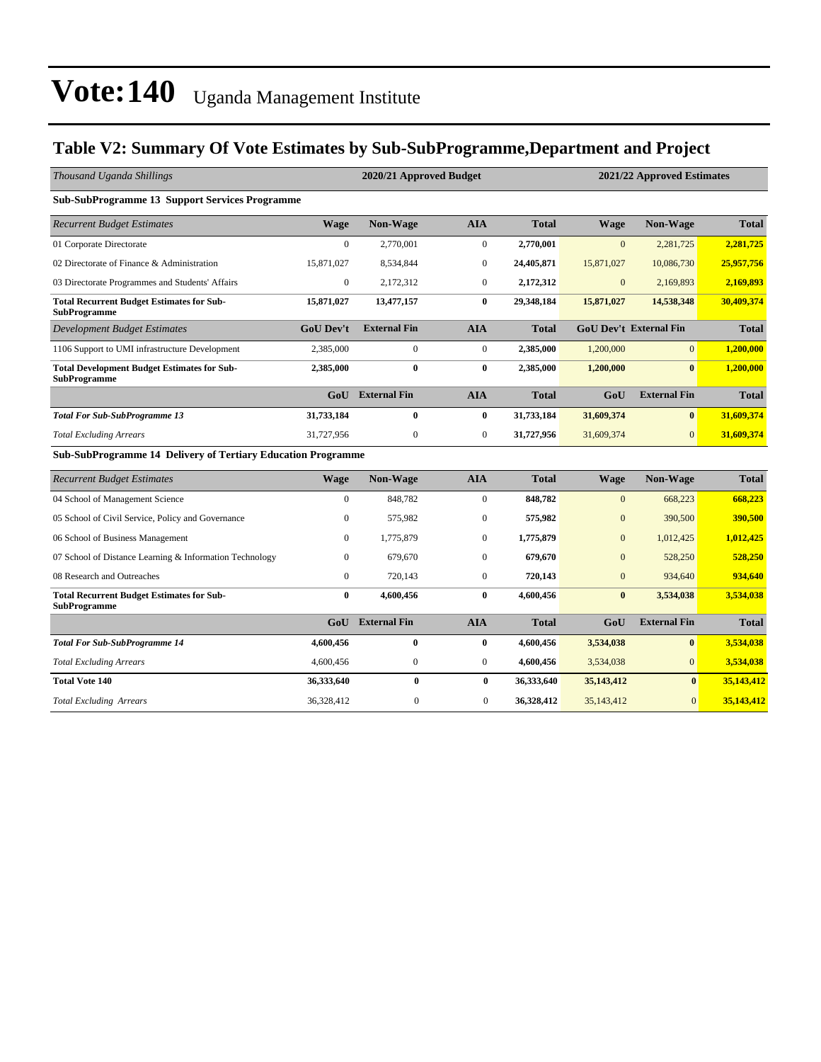# Vote:140 Uganda Management Institute

## Table V2: Summary Of Vote Estimates by Sub-SubProgramme,Department and Project

| *Thousand Uganda Shillings* | | 2020/21 Approved Budget | | | | 2021/22 Approved Estimates | |
|---|---|---|---|---|---|---|---|
| **Sub-SubProgramme 13 Support Services Programme** | | | | | | | |
| *Recurrent Budget Estimates* | **Wage** | **Non-Wage** | **AIA** | **Total** | **Wage** | **Non-Wage** | **Total** |
| 01 Corporate Directorate | 0 | 2,770,001 | 0 | **2,770,001** | 0 | 2,281,725 | **2,281,725** |
| 02 Directorate of Finance & Administration | 15,871,027 | 8,534,844 | 0 | **24,405,871** | 15,871,027 | 10,086,730 | **25,957,756** |
| 03 Directorate Programmes and Students' Affairs | 0 | 2,172,312 | 0 | **2,172,312** | 0 | 2,169,893 | **2,169,893** |
| **Total Recurrent Budget Estimates for Sub-SubProgramme** | **15,871,027** | **13,477,157** | **0** | **29,348,184** | **15,871,027** | **14,538,348** | **30,409,374** |
| *Development Budget Estimates* | **GoU Dev't** | **External Fin** | **AIA** | **Total** | **GoU Dev't** | **External Fin** | **Total** |
| 1106 Support to UMI infrastructure Development | 2,385,000 | 0 | 0 | **2,385,000** | 1,200,000 | 0 | **1,200,000** |
| **Total Development Budget Estimates for Sub-SubProgramme** | **2,385,000** | **0** | **0** | **2,385,000** | **1,200,000** | **0** | **1,200,000** |
| | **GoU** | **External Fin** | **AIA** | **Total** | **GoU** | **External Fin** | **Total** |
| ***Total For Sub-SubProgramme 13*** | **31,733,184** | **0** | **0** | **31,733,184** | **31,609,374** | **0** | **31,609,374** |
| *Total Excluding Arrears* | 31,727,956 | 0 | 0 | **31,727,956** | 31,609,374 | 0 | **31,609,374** |
| **Sub-SubProgramme 14 Delivery of Tertiary Education Programme** | | | | | | | |
| *Recurrent Budget Estimates* | **Wage** | **Non-Wage** | **AIA** | **Total** | **Wage** | **Non-Wage** | **Total** |
| 04 School of Management Science | 0 | 848,782 | 0 | **848,782** | 0 | 668,223 | **668,223** |
| 05 School of Civil Service, Policy and Governance | 0 | 575,982 | 0 | **575,982** | 0 | 390,500 | **390,500** |
| 06 School of Business Management | 0 | 1,775,879 | 0 | **1,775,879** | 0 | 1,012,425 | **1,012,425** |
| 07 School of Distance Learning & Information Technology | 0 | 679,670 | 0 | **679,670** | 0 | 528,250 | **528,250** |
| 08 Research and Outreaches | 0 | 720,143 | 0 | **720,143** | 0 | 934,640 | **934,640** |
| **Total Recurrent Budget Estimates for Sub-SubProgramme** | **0** | **4,600,456** | **0** | **4,600,456** | **0** | **3,534,038** | **3,534,038** |
| | **GoU** | **External Fin** | **AIA** | **Total** | **GoU** | **External Fin** | **Total** |
| ***Total For Sub-SubProgramme 14*** | **4,600,456** | **0** | **0** | **4,600,456** | **3,534,038** | **0** | **3,534,038** |
| *Total Excluding Arrears* | 4,600,456 | 0 | 0 | **4,600,456** | 3,534,038 | 0 | **3,534,038** |
| **Total Vote 140** | **36,333,640** | **0** | **0** | **36,333,640** | **35,143,412** | **0** | **35,143,412** |
| *Total Excluding Arrears* | 36,328,412 | 0 | 0 | **36,328,412** | 35,143,412 | 0 | **35,143,412** |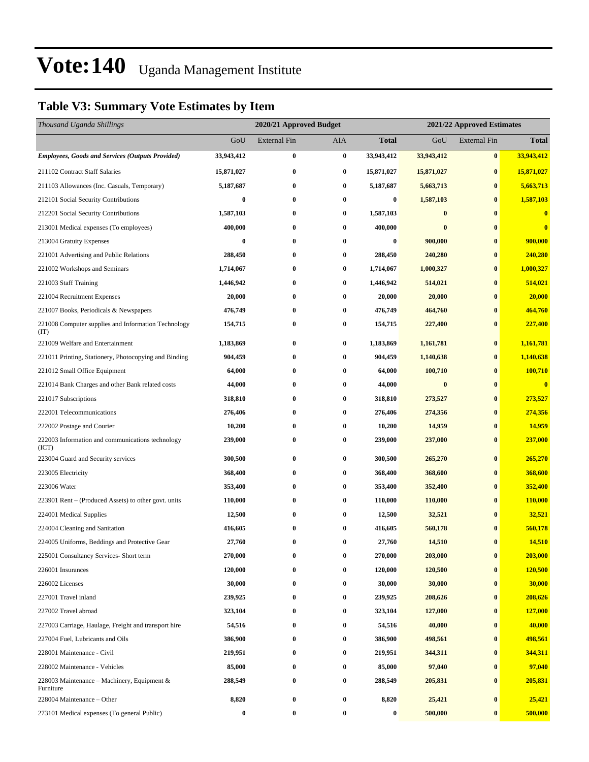# Vote:140 Uganda Management Institute

## Table V3: Summary Vote Estimates by Item

| *Thousand Uganda Shillings* | 2020/21 Approved Budget | | | | 2021/22 Approved Estimates | | |
|---|---|---|---|---|---|---|---|
| | GoU | External Fin | AIA | **Total** | GoU | External Fin | **Total** |
| ***Employees, Goods and Services (Outputs Provided)*** | **33,943,412** | **0** | **0** | **33,943,412** | **33,943,412** | **0** | **33,943,412** |
| 211102 Contract Staff Salaries | **15,871,027** | **0** | **0** | **15,871,027** | **15,871,027** | **0** | **15,871,027** |
| 211103 Allowances (Inc. Casuals, Temporary) | **5,187,687** | **0** | **0** | **5,187,687** | **5,663,713** | **0** | **5,663,713** |
| 212101 Social Security Contributions | **0** | **0** | **0** | **0** | **1,587,103** | **0** | **1,587,103** |
| 212201 Social Security Contributions | **1,587,103** | **0** | **0** | **1,587,103** | **0** | **0** | **0** |
| 213001 Medical expenses (To employees) | **400,000** | **0** | **0** | **400,000** | **0** | **0** | **0** |
| 213004 Gratuity Expenses | **0** | **0** | **0** | **0** | **900,000** | **0** | **900,000** |
| 221001 Advertising and Public Relations | **288,450** | **0** | **0** | **288,450** | **240,280** | **0** | **240,280** |
| 221002 Workshops and Seminars | **1,714,067** | **0** | **0** | **1,714,067** | **1,000,327** | **0** | **1,000,327** |
| 221003 Staff Training | **1,446,942** | **0** | **0** | **1,446,942** | **514,021** | **0** | **514,021** |
| 221004 Recruitment Expenses | **20,000** | **0** | **0** | **20,000** | **20,000** | **0** | **20,000** |
| 221007 Books, Periodicals & Newspapers | **476,749** | **0** | **0** | **476,749** | **464,760** | **0** | **464,760** |
| 221008 Computer supplies and Information Technology (IT) | **154,715** | **0** | **0** | **154,715** | **227,400** | **0** | **227,400** |
| 221009 Welfare and Entertainment | **1,183,869** | **0** | **0** | **1,183,869** | **1,161,781** | **0** | **1,161,781** |
| 221011 Printing, Stationery, Photocopying and Binding | **904,459** | **0** | **0** | **904,459** | **1,140,638** | **0** | **1,140,638** |
| 221012 Small Office Equipment | **64,000** | **0** | **0** | **64,000** | **100,710** | **0** | **100,710** |
| 221014 Bank Charges and other Bank related costs | **44,000** | **0** | **0** | **44,000** | **0** | **0** | **0** |
| 221017 Subscriptions | **318,810** | **0** | **0** | **318,810** | **273,527** | **0** | **273,527** |
| 222001 Telecommunications | **276,406** | **0** | **0** | **276,406** | **274,356** | **0** | **274,356** |
| 222002 Postage and Courier | **10,200** | **0** | **0** | **10,200** | **14,959** | **0** | **14,959** |
| 222003 Information and communications technology (ICT) | **239,000** | **0** | **0** | **239,000** | **237,000** | **0** | **237,000** |
| 223004 Guard and Security services | **300,500** | **0** | **0** | **300,500** | **265,270** | **0** | **265,270** |
| 223005 Electricity | **368,400** | **0** | **0** | **368,400** | **368,600** | **0** | **368,600** |
| 223006 Water | **353,400** | **0** | **0** | **353,400** | **352,400** | **0** | **352,400** |
| 223901 Rent – (Produced Assets) to other govt. units | **110,000** | **0** | **0** | **110,000** | **110,000** | **0** | **110,000** |
| 224001 Medical Supplies | **12,500** | **0** | **0** | **12,500** | **32,521** | **0** | **32,521** |
| 224004 Cleaning and Sanitation | **416,605** | **0** | **0** | **416,605** | **560,178** | **0** | **560,178** |
| 224005 Uniforms, Beddings and Protective Gear | **27,760** | **0** | **0** | **27,760** | **14,510** | **0** | **14,510** |
| 225001 Consultancy Services- Short term | **270,000** | **0** | **0** | **270,000** | **203,000** | **0** | **203,000** |
| 226001 Insurances | **120,000** | **0** | **0** | **120,000** | **120,500** | **0** | **120,500** |
| 226002 Licenses | **30,000** | **0** | **0** | **30,000** | **30,000** | **0** | **30,000** |
| 227001 Travel inland | **239,925** | **0** | **0** | **239,925** | **208,626** | **0** | **208,626** |
| 227002 Travel abroad | **323,104** | **0** | **0** | **323,104** | **127,000** | **0** | **127,000** |
| 227003 Carriage, Haulage, Freight and transport hire | **54,516** | **0** | **0** | **54,516** | **40,000** | **0** | **40,000** |
| 227004 Fuel, Lubricants and Oils | **386,900** | **0** | **0** | **386,900** | **498,561** | **0** | **498,561** |
| 228001 Maintenance - Civil | **219,951** | **0** | **0** | **219,951** | **344,311** | **0** | **344,311** |
| 228002 Maintenance - Vehicles | **85,000** | **0** | **0** | **85,000** | **97,040** | **0** | **97,040** |
| 228003 Maintenance – Machinery, Equipment & Furniture | **288,549** | **0** | **0** | **288,549** | **205,831** | **0** | **205,831** |
| 228004 Maintenance – Other | **8,820** | **0** | **0** | **8,820** | **25,421** | **0** | **25,421** |
| 273101 Medical expenses (To general Public) | **0** | **0** | **0** | **0** | **500,000** | **0** | **500,000** |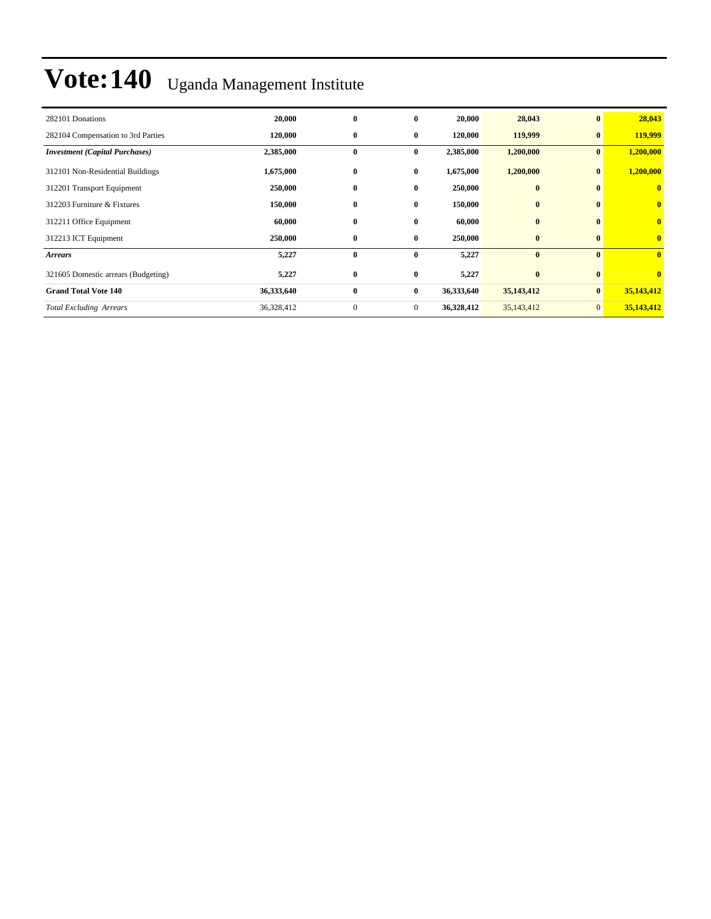# Vote:140 Uganda Management Institute

| | | | | | | | |
|---|---|---|---|---|---|---|---|
| 282101 Donations | **20,000** | **0** | **0** | **20,000** | **28,043** | **0** | **28,043** |
| 282104 Compensation to 3rd Parties | **120,000** | **0** | **0** | **120,000** | **119,999** | **0** | **119,999** |
| ***Investment (Capital Purchases)*** | **2,385,000** | **0** | **0** | **2,385,000** | **1,200,000** | **0** | **1,200,000** |
| 312101 Non-Residential Buildings | **1,675,000** | **0** | **0** | **1,675,000** | **1,200,000** | **0** | **1,200,000** |
| 312201 Transport Equipment | **250,000** | **0** | **0** | **250,000** | **0** | **0** | **0** |
| 312203 Furniture & Fixtures | **150,000** | **0** | **0** | **150,000** | **0** | **0** | **0** |
| 312211 Office Equipment | **60,000** | **0** | **0** | **60,000** | **0** | **0** | **0** |
| 312213 ICT Equipment | **250,000** | **0** | **0** | **250,000** | **0** | **0** | **0** |
| ***Arrears*** | **5,227** | **0** | **0** | **5,227** | **0** | **0** | **0** |
| 321605 Domestic arrears (Budgeting) | **5,227** | **0** | **0** | **5,227** | **0** | **0** | **0** |
| **Grand Total Vote 140** | **36,333,640** | **0** | **0** | **36,333,640** | **35,143,412** | **0** | **35,143,412** |
| *Total Excluding Arrears* | 36,328,412 | 0 | 0 | **36,328,412** | 35,143,412 | 0 | **35,143,412** |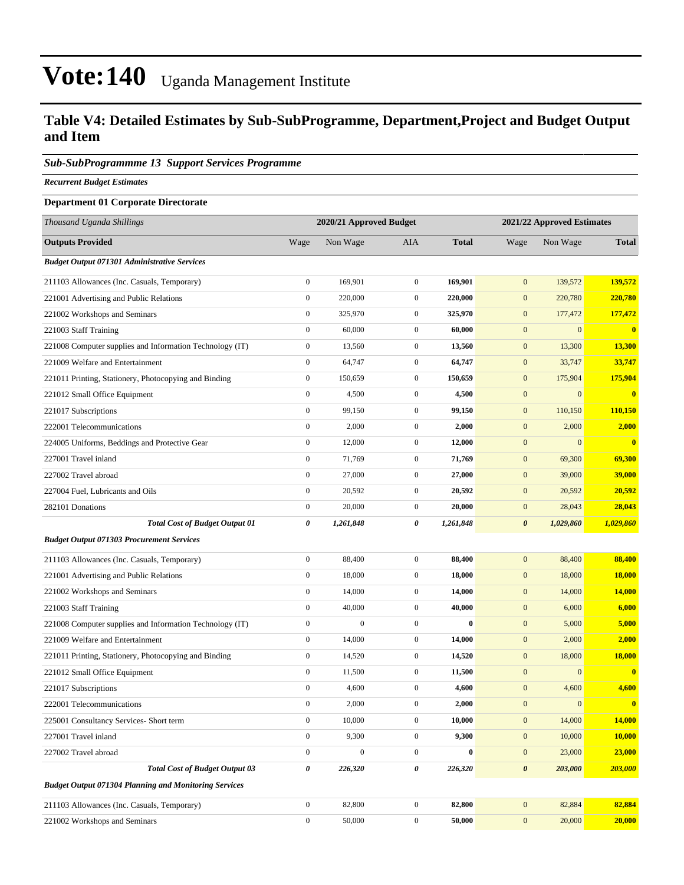# Vote:140 Uganda Management Institute

## Table V4: Detailed Estimates by Sub-SubProgramme, Department,Project and Budget Output and Item

### *Sub-SubProgrammme 13 Support Services Programme*

***Recurrent Budget Estimates***

**Department 01 Corporate Directorate**

| *Thousand Uganda Shillings* | 2020/21 Approved Budget | | | | 2021/22 Approved Estimates | | |
|---|---|---|---|---|---|---|---|
| **Outputs Provided** | Wage | Non Wage | AIA | **Total** | Wage | Non Wage | **Total** |
| ***Budget Output 071301 Administrative Services*** | | | | | | | |
| 211103 Allowances (Inc. Casuals, Temporary) | 0 | 169,901 | 0 | **169,901** | 0 | 139,572 | **139,572** |
| 221001 Advertising and Public Relations | 0 | 220,000 | 0 | **220,000** | 0 | 220,780 | **220,780** |
| 221002 Workshops and Seminars | 0 | 325,970 | 0 | **325,970** | 0 | 177,472 | **177,472** |
| 221003 Staff Training | 0 | 60,000 | 0 | **60,000** | 0 | 0 | **0** |
| 221008 Computer supplies and Information Technology (IT) | 0 | 13,560 | 0 | **13,560** | 0 | 13,300 | **13,300** |
| 221009 Welfare and Entertainment | 0 | 64,747 | 0 | **64,747** | 0 | 33,747 | **33,747** |
| 221011 Printing, Stationery, Photocopying and Binding | 0 | 150,659 | 0 | **150,659** | 0 | 175,904 | **175,904** |
| 221012 Small Office Equipment | 0 | 4,500 | 0 | **4,500** | 0 | 0 | **0** |
| 221017 Subscriptions | 0 | 99,150 | 0 | **99,150** | 0 | 110,150 | **110,150** |
| 222001 Telecommunications | 0 | 2,000 | 0 | **2,000** | 0 | 2,000 | **2,000** |
| 224005 Uniforms, Beddings and Protective Gear | 0 | 12,000 | 0 | **12,000** | 0 | 0 | **0** |
| 227001 Travel inland | 0 | 71,769 | 0 | **71,769** | 0 | 69,300 | **69,300** |
| 227002 Travel abroad | 0 | 27,000 | 0 | **27,000** | 0 | 39,000 | **39,000** |
| 227004 Fuel, Lubricants and Oils | 0 | 20,592 | 0 | **20,592** | 0 | 20,592 | **20,592** |
| 282101 Donations | 0 | 20,000 | 0 | **20,000** | 0 | 28,043 | **28,043** |
| ***Total Cost of Budget Output 01*** | ***0*** | ***1,261,848*** | ***0*** | ***1,261,848*** | ***0*** | ***1,029,860*** | ***1,029,860*** |
| ***Budget Output 071303 Procurement Services*** | | | | | | | |
| 211103 Allowances (Inc. Casuals, Temporary) | 0 | 88,400 | 0 | **88,400** | 0 | 88,400 | **88,400** |
| 221001 Advertising and Public Relations | 0 | 18,000 | 0 | **18,000** | 0 | 18,000 | **18,000** |
| 221002 Workshops and Seminars | 0 | 14,000 | 0 | **14,000** | 0 | 14,000 | **14,000** |
| 221003 Staff Training | 0 | 40,000 | 0 | **40,000** | 0 | 6,000 | **6,000** |
| 221008 Computer supplies and Information Technology (IT) | 0 | 0 | 0 | **0** | 0 | 5,000 | **5,000** |
| 221009 Welfare and Entertainment | 0 | 14,000 | 0 | **14,000** | 0 | 2,000 | **2,000** |
| 221011 Printing, Stationery, Photocopying and Binding | 0 | 14,520 | 0 | **14,520** | 0 | 18,000 | **18,000** |
| 221012 Small Office Equipment | 0 | 11,500 | 0 | **11,500** | 0 | 0 | **0** |
| 221017 Subscriptions | 0 | 4,600 | 0 | **4,600** | 0 | 4,600 | **4,600** |
| 222001 Telecommunications | 0 | 2,000 | 0 | **2,000** | 0 | 0 | **0** |
| 225001 Consultancy Services- Short term | 0 | 10,000 | 0 | **10,000** | 0 | 14,000 | **14,000** |
| 227001 Travel inland | 0 | 9,300 | 0 | **9,300** | 0 | 10,000 | **10,000** |
| 227002 Travel abroad | 0 | 0 | 0 | **0** | 0 | 23,000 | **23,000** |
| ***Total Cost of Budget Output 03*** | ***0*** | ***226,320*** | ***0*** | ***226,320*** | ***0*** | ***203,000*** | ***203,000*** |
| ***Budget Output 071304 Planning and Monitoring Services*** | | | | | | | |
| 211103 Allowances (Inc. Casuals, Temporary) | 0 | 82,800 | 0 | **82,800** | 0 | 82,884 | **82,884** |
| 221002 Workshops and Seminars | 0 | 50,000 | 0 | **50,000** | 0 | 20,000 | **20,000** |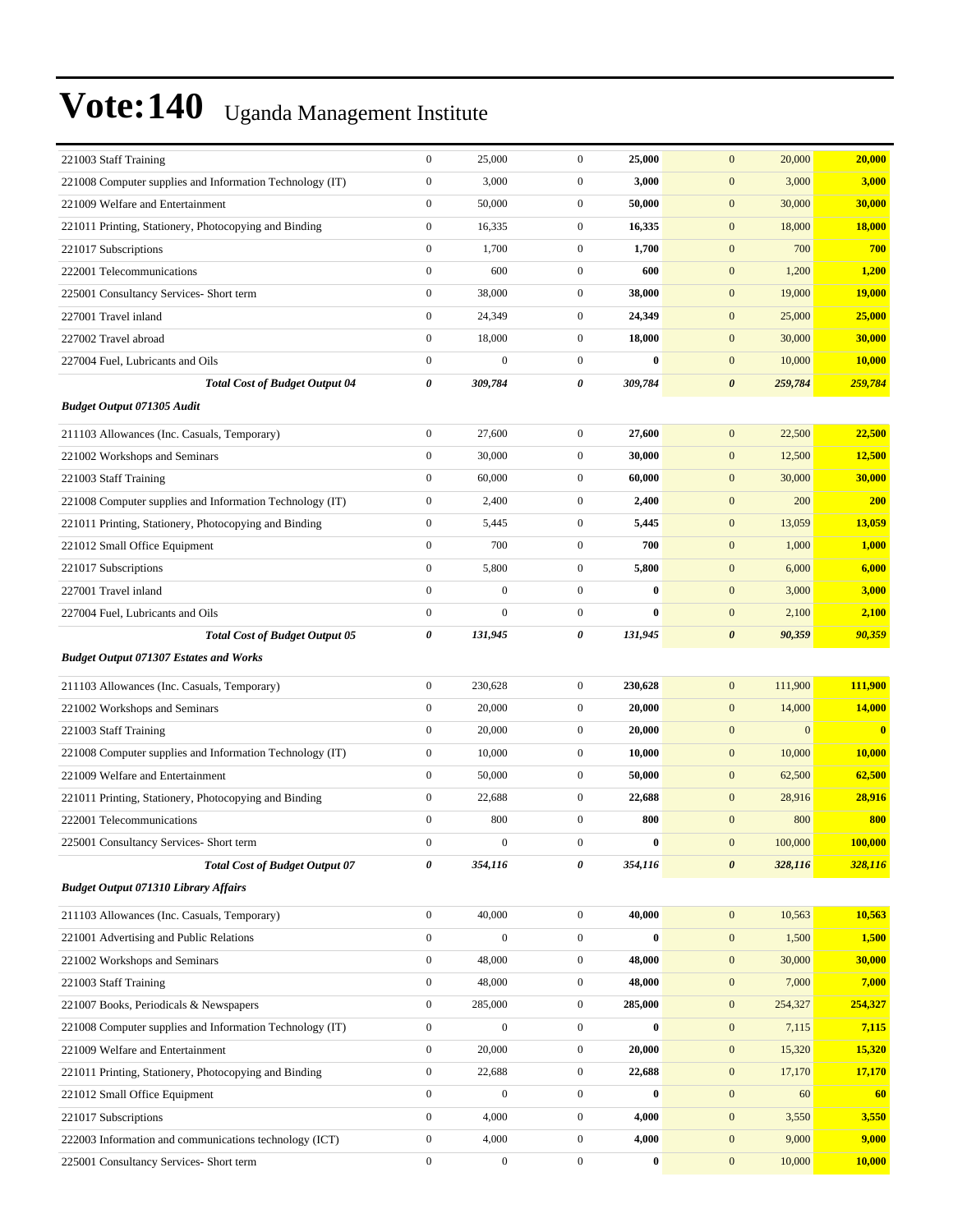# Vote:140 Uganda Management Institute

| | | | | | | | |
|---|---|---|---|---|---|---|---|
| 221003 Staff Training | 0 | 25,000 | 0 | **25,000** | 0 | 20,000 | **20,000** |
| 221008 Computer supplies and Information Technology (IT) | 0 | 3,000 | 0 | **3,000** | 0 | 3,000 | **3,000** |
| 221009 Welfare and Entertainment | 0 | 50,000 | 0 | **50,000** | 0 | 30,000 | **30,000** |
| 221011 Printing, Stationery, Photocopying and Binding | 0 | 16,335 | 0 | **16,335** | 0 | 18,000 | **18,000** |
| 221017 Subscriptions | 0 | 1,700 | 0 | **1,700** | 0 | 700 | **700** |
| 222001 Telecommunications | 0 | 600 | 0 | **600** | 0 | 1,200 | **1,200** |
| 225001 Consultancy Services- Short term | 0 | 38,000 | 0 | **38,000** | 0 | 19,000 | **19,000** |
| 227001 Travel inland | 0 | 24,349 | 0 | **24,349** | 0 | 25,000 | **25,000** |
| 227002 Travel abroad | 0 | 18,000 | 0 | **18,000** | 0 | 30,000 | **30,000** |
| 227004 Fuel, Lubricants and Oils | 0 | 0 | 0 | **0** | 0 | 10,000 | **10,000** |
| ***Total Cost of Budget Output 04*** | ***0*** | ***309,784*** | ***0*** | ***309,784*** | ***0*** | ***259,784*** | ***259,784*** |
| ***Budget Output 071305 Audit*** | | | | | | | |
| 211103 Allowances (Inc. Casuals, Temporary) | 0 | 27,600 | 0 | **27,600** | 0 | 22,500 | **22,500** |
| 221002 Workshops and Seminars | 0 | 30,000 | 0 | **30,000** | 0 | 12,500 | **12,500** |
| 221003 Staff Training | 0 | 60,000 | 0 | **60,000** | 0 | 30,000 | **30,000** |
| 221008 Computer supplies and Information Technology (IT) | 0 | 2,400 | 0 | **2,400** | 0 | 200 | **200** |
| 221011 Printing, Stationery, Photocopying and Binding | 0 | 5,445 | 0 | **5,445** | 0 | 13,059 | **13,059** |
| 221012 Small Office Equipment | 0 | 700 | 0 | **700** | 0 | 1,000 | **1,000** |
| 221017 Subscriptions | 0 | 5,800 | 0 | **5,800** | 0 | 6,000 | **6,000** |
| 227001 Travel inland | 0 | 0 | 0 | **0** | 0 | 3,000 | **3,000** |
| 227004 Fuel, Lubricants and Oils | 0 | 0 | 0 | **0** | 0 | 2,100 | **2,100** |
| ***Total Cost of Budget Output 05*** | ***0*** | ***131,945*** | ***0*** | ***131,945*** | ***0*** | ***90,359*** | ***90,359*** |
| ***Budget Output 071307 Estates and Works*** | | | | | | | |
| 211103 Allowances (Inc. Casuals, Temporary) | 0 | 230,628 | 0 | **230,628** | 0 | 111,900 | **111,900** |
| 221002 Workshops and Seminars | 0 | 20,000 | 0 | **20,000** | 0 | 14,000 | **14,000** |
| 221003 Staff Training | 0 | 20,000 | 0 | **20,000** | 0 | 0 | **0** |
| 221008 Computer supplies and Information Technology (IT) | 0 | 10,000 | 0 | **10,000** | 0 | 10,000 | **10,000** |
| 221009 Welfare and Entertainment | 0 | 50,000 | 0 | **50,000** | 0 | 62,500 | **62,500** |
| 221011 Printing, Stationery, Photocopying and Binding | 0 | 22,688 | 0 | **22,688** | 0 | 28,916 | **28,916** |
| 222001 Telecommunications | 0 | 800 | 0 | **800** | 0 | 800 | **800** |
| 225001 Consultancy Services- Short term | 0 | 0 | 0 | **0** | 0 | 100,000 | **100,000** |
| ***Total Cost of Budget Output 07*** | ***0*** | ***354,116*** | ***0*** | ***354,116*** | ***0*** | ***328,116*** | ***328,116*** |
| ***Budget Output 071310 Library Affairs*** | | | | | | | |
| 211103 Allowances (Inc. Casuals, Temporary) | 0 | 40,000 | 0 | **40,000** | 0 | 10,563 | **10,563** |
| 221001 Advertising and Public Relations | 0 | 0 | 0 | **0** | 0 | 1,500 | **1,500** |
| 221002 Workshops and Seminars | 0 | 48,000 | 0 | **48,000** | 0 | 30,000 | **30,000** |
| 221003 Staff Training | 0 | 48,000 | 0 | **48,000** | 0 | 7,000 | **7,000** |
| 221007 Books, Periodicals & Newspapers | 0 | 285,000 | 0 | **285,000** | 0 | 254,327 | **254,327** |
| 221008 Computer supplies and Information Technology (IT) | 0 | 0 | 0 | **0** | 0 | 7,115 | **7,115** |
| 221009 Welfare and Entertainment | 0 | 20,000 | 0 | **20,000** | 0 | 15,320 | **15,320** |
| 221011 Printing, Stationery, Photocopying and Binding | 0 | 22,688 | 0 | **22,688** | 0 | 17,170 | **17,170** |
| 221012 Small Office Equipment | 0 | 0 | 0 | **0** | 0 | 60 | **60** |
| 221017 Subscriptions | 0 | 4,000 | 0 | **4,000** | 0 | 3,550 | **3,550** |
| 222003 Information and communications technology (ICT) | 0 | 4,000 | 0 | **4,000** | 0 | 9,000 | **9,000** |
| 225001 Consultancy Services- Short term | 0 | 0 | 0 | **0** | 0 | 10,000 | **10,000** |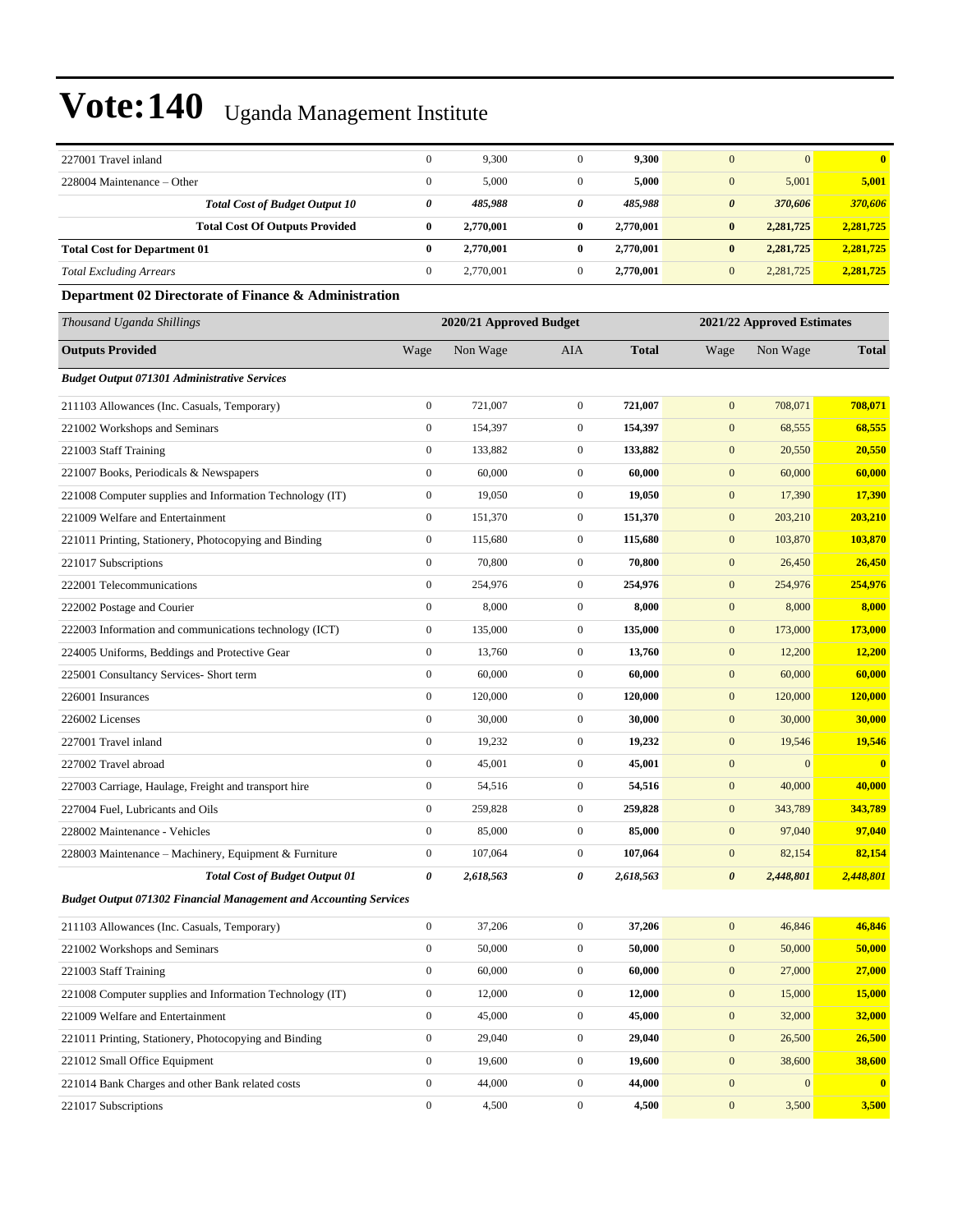# Vote:140 Uganda Management Institute

| | | | | | | | |
|---|---|---|---|---|---|---|---|
| 227001 Travel inland | 0 | 9,300 | 0 | **9,300** | 0 | 0 | **0** |
| 228004 Maintenance – Other | 0 | 5,000 | 0 | **5,000** | 0 | 5,001 | **5,001** |
| ***Total Cost of Budget Output 10*** | ***0*** | ***485,988*** | ***0*** | ***485,988*** | ***0*** | ***370,606*** | ***370,606*** |
| **Total Cost Of Outputs Provided** | **0** | **2,770,001** | **0** | **2,770,001** | **0** | **2,281,725** | **2,281,725** |
| **Total Cost for Department 01** | **0** | **2,770,001** | **0** | **2,770,001** | **0** | **2,281,725** | **2,281,725** |
| *Total Excluding Arrears* | 0 | 2,770,001 | 0 | 2,770,001 | 0 | 2,281,725 | **2,281,725** |

**Department 02 Directorate of Finance & Administration**

| *Thousand Uganda Shillings* | 2020/21 Approved Budget | | | | 2021/22 Approved Estimates | | |
|---|---|---|---|---|---|---|---|
| **Outputs Provided** | Wage | Non Wage | AIA | **Total** | Wage | Non Wage | **Total** |
| ***Budget Output 071301 Administrative Services*** | | | | | | | |
| 211103 Allowances (Inc. Casuals, Temporary) | 0 | 721,007 | 0 | **721,007** | 0 | 708,071 | **708,071** |
| 221002 Workshops and Seminars | 0 | 154,397 | 0 | **154,397** | 0 | 68,555 | **68,555** |
| 221003 Staff Training | 0 | 133,882 | 0 | **133,882** | 0 | 20,550 | **20,550** |
| 221007 Books, Periodicals & Newspapers | 0 | 60,000 | 0 | **60,000** | 0 | 60,000 | **60,000** |
| 221008 Computer supplies and Information Technology (IT) | 0 | 19,050 | 0 | **19,050** | 0 | 17,390 | **17,390** |
| 221009 Welfare and Entertainment | 0 | 151,370 | 0 | **151,370** | 0 | 203,210 | **203,210** |
| 221011 Printing, Stationery, Photocopying and Binding | 0 | 115,680 | 0 | **115,680** | 0 | 103,870 | **103,870** |
| 221017 Subscriptions | 0 | 70,800 | 0 | **70,800** | 0 | 26,450 | **26,450** |
| 222001 Telecommunications | 0 | 254,976 | 0 | **254,976** | 0 | 254,976 | **254,976** |
| 222002 Postage and Courier | 0 | 8,000 | 0 | **8,000** | 0 | 8,000 | **8,000** |
| 222003 Information and communications technology (ICT) | 0 | 135,000 | 0 | **135,000** | 0 | 173,000 | **173,000** |
| 224005 Uniforms, Beddings and Protective Gear | 0 | 13,760 | 0 | **13,760** | 0 | 12,200 | **12,200** |
| 225001 Consultancy Services- Short term | 0 | 60,000 | 0 | **60,000** | 0 | 60,000 | **60,000** |
| 226001 Insurances | 0 | 120,000 | 0 | **120,000** | 0 | 120,000 | **120,000** |
| 226002 Licenses | 0 | 30,000 | 0 | **30,000** | 0 | 30,000 | **30,000** |
| 227001 Travel inland | 0 | 19,232 | 0 | **19,232** | 0 | 19,546 | **19,546** |
| 227002 Travel abroad | 0 | 45,001 | 0 | **45,001** | 0 | 0 | **0** |
| 227003 Carriage, Haulage, Freight and transport hire | 0 | 54,516 | 0 | **54,516** | 0 | 40,000 | **40,000** |
| 227004 Fuel, Lubricants and Oils | 0 | 259,828 | 0 | **259,828** | 0 | 343,789 | **343,789** |
| 228002 Maintenance - Vehicles | 0 | 85,000 | 0 | **85,000** | 0 | 97,040 | **97,040** |
| 228003 Maintenance – Machinery, Equipment & Furniture | 0 | 107,064 | 0 | **107,064** | 0 | 82,154 | **82,154** |
| ***Total Cost of Budget Output 01*** | ***0*** | ***2,618,563*** | ***0*** | ***2,618,563*** | ***0*** | ***2,448,801*** | ***2,448,801*** |
| ***Budget Output 071302 Financial Management and Accounting Services*** | | | | | | | |
| 211103 Allowances (Inc. Casuals, Temporary) | 0 | 37,206 | 0 | **37,206** | 0 | 46,846 | **46,846** |
| 221002 Workshops and Seminars | 0 | 50,000 | 0 | **50,000** | 0 | 50,000 | **50,000** |
| 221003 Staff Training | 0 | 60,000 | 0 | **60,000** | 0 | 27,000 | **27,000** |
| 221008 Computer supplies and Information Technology (IT) | 0 | 12,000 | 0 | **12,000** | 0 | 15,000 | **15,000** |
| 221009 Welfare and Entertainment | 0 | 45,000 | 0 | **45,000** | 0 | 32,000 | **32,000** |
| 221011 Printing, Stationery, Photocopying and Binding | 0 | 29,040 | 0 | **29,040** | 0 | 26,500 | **26,500** |
| 221012 Small Office Equipment | 0 | 19,600 | 0 | **19,600** | 0 | 38,600 | **38,600** |
| 221014 Bank Charges and other Bank related costs | 0 | 44,000 | 0 | **44,000** | 0 | 0 | **0** |
| 221017 Subscriptions | 0 | 4,500 | 0 | **4,500** | 0 | 3,500 | **3,500** |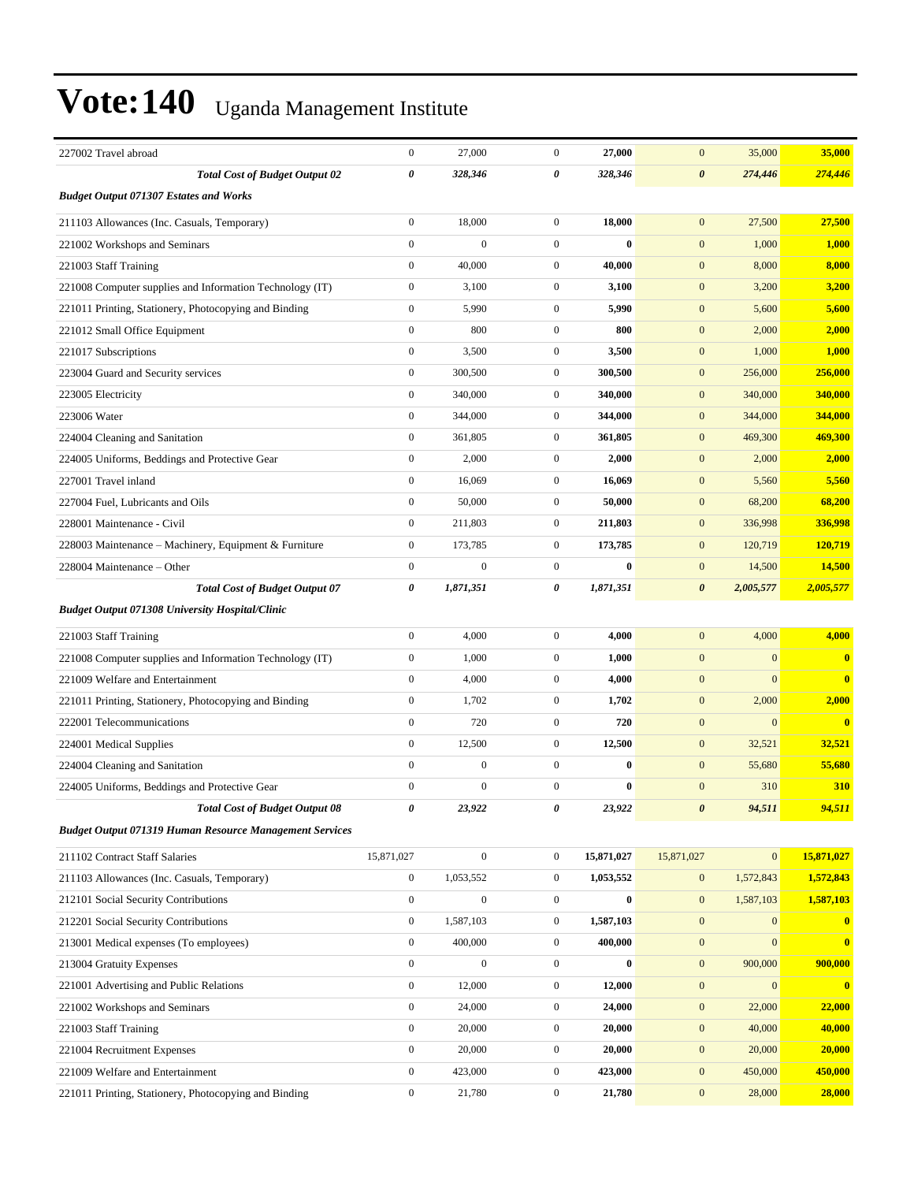# Vote:140 Uganda Management Institute

| | | | | | | | |
|---|---|---|---|---|---|---|---|
| 227002 Travel abroad | 0 | 27,000 | 0 | **27,000** | 0 | 35,000 | **35,000** |
| ***Total Cost of Budget Output 02*** | ***0*** | ***328,346*** | ***0*** | ***328,346*** | ***0*** | ***274,446*** | ***274,446*** |
| ***Budget Output 071307 Estates and Works*** | | | | | | | |
| 211103 Allowances (Inc. Casuals, Temporary) | 0 | 18,000 | 0 | **18,000** | 0 | 27,500 | **27,500** |
| 221002 Workshops and Seminars | 0 | 0 | 0 | **0** | 0 | 1,000 | **1,000** |
| 221003 Staff Training | 0 | 40,000 | 0 | **40,000** | 0 | 8,000 | **8,000** |
| 221008 Computer supplies and Information Technology (IT) | 0 | 3,100 | 0 | **3,100** | 0 | 3,200 | **3,200** |
| 221011 Printing, Stationery, Photocopying and Binding | 0 | 5,990 | 0 | **5,990** | 0 | 5,600 | **5,600** |
| 221012 Small Office Equipment | 0 | 800 | 0 | **800** | 0 | 2,000 | **2,000** |
| 221017 Subscriptions | 0 | 3,500 | 0 | **3,500** | 0 | 1,000 | **1,000** |
| 223004 Guard and Security services | 0 | 300,500 | 0 | **300,500** | 0 | 256,000 | **256,000** |
| 223005 Electricity | 0 | 340,000 | 0 | **340,000** | 0 | 340,000 | **340,000** |
| 223006 Water | 0 | 344,000 | 0 | **344,000** | 0 | 344,000 | **344,000** |
| 224004 Cleaning and Sanitation | 0 | 361,805 | 0 | **361,805** | 0 | 469,300 | **469,300** |
| 224005 Uniforms, Beddings and Protective Gear | 0 | 2,000 | 0 | **2,000** | 0 | 2,000 | **2,000** |
| 227001 Travel inland | 0 | 16,069 | 0 | **16,069** | 0 | 5,560 | **5,560** |
| 227004 Fuel, Lubricants and Oils | 0 | 50,000 | 0 | **50,000** | 0 | 68,200 | **68,200** |
| 228001 Maintenance - Civil | 0 | 211,803 | 0 | **211,803** | 0 | 336,998 | **336,998** |
| 228003 Maintenance – Machinery, Equipment & Furniture | 0 | 173,785 | 0 | **173,785** | 0 | 120,719 | **120,719** |
| 228004 Maintenance – Other | 0 | 0 | 0 | **0** | 0 | 14,500 | **14,500** |
| ***Total Cost of Budget Output 07*** | ***0*** | ***1,871,351*** | ***0*** | ***1,871,351*** | ***0*** | ***2,005,577*** | ***2,005,577*** |
| ***Budget Output 071308 University Hospital/Clinic*** | | | | | | | |
| 221003 Staff Training | 0 | 4,000 | 0 | **4,000** | 0 | 4,000 | **4,000** |
| 221008 Computer supplies and Information Technology (IT) | 0 | 1,000 | 0 | **1,000** | 0 | 0 | **0** |
| 221009 Welfare and Entertainment | 0 | 4,000 | 0 | **4,000** | 0 | 0 | **0** |
| 221011 Printing, Stationery, Photocopying and Binding | 0 | 1,702 | 0 | **1,702** | 0 | 2,000 | **2,000** |
| 222001 Telecommunications | 0 | 720 | 0 | **720** | 0 | 0 | **0** |
| 224001 Medical Supplies | 0 | 12,500 | 0 | **12,500** | 0 | 32,521 | **32,521** |
| 224004 Cleaning and Sanitation | 0 | 0 | 0 | **0** | 0 | 55,680 | **55,680** |
| 224005 Uniforms, Beddings and Protective Gear | 0 | 0 | 0 | **0** | 0 | 310 | **310** |
| ***Total Cost of Budget Output 08*** | ***0*** | ***23,922*** | ***0*** | ***23,922*** | ***0*** | ***94,511*** | ***94,511*** |
| ***Budget Output 071319 Human Resource Management Services*** | | | | | | | |
| 211102 Contract Staff Salaries | 15,871,027 | 0 | 0 | **15,871,027** | 15,871,027 | 0 | **15,871,027** |
| 211103 Allowances (Inc. Casuals, Temporary) | 0 | 1,053,552 | 0 | **1,053,552** | 0 | 1,572,843 | **1,572,843** |
| 212101 Social Security Contributions | 0 | 0 | 0 | **0** | 0 | 1,587,103 | **1,587,103** |
| 212201 Social Security Contributions | 0 | 1,587,103 | 0 | **1,587,103** | 0 | 0 | **0** |
| 213001 Medical expenses (To employees) | 0 | 400,000 | 0 | **400,000** | 0 | 0 | **0** |
| 213004 Gratuity Expenses | 0 | 0 | 0 | **0** | 0 | 900,000 | **900,000** |
| 221001 Advertising and Public Relations | 0 | 12,000 | 0 | **12,000** | 0 | 0 | **0** |
| 221002 Workshops and Seminars | 0 | 24,000 | 0 | **24,000** | 0 | 22,000 | **22,000** |
| 221003 Staff Training | 0 | 20,000 | 0 | **20,000** | 0 | 40,000 | **40,000** |
| 221004 Recruitment Expenses | 0 | 20,000 | 0 | **20,000** | 0 | 20,000 | **20,000** |
| 221009 Welfare and Entertainment | 0 | 423,000 | 0 | **423,000** | 0 | 450,000 | **450,000** |
| 221011 Printing, Stationery, Photocopying and Binding | 0 | 21,780 | 0 | **21,780** | 0 | 28,000 | **28,000** |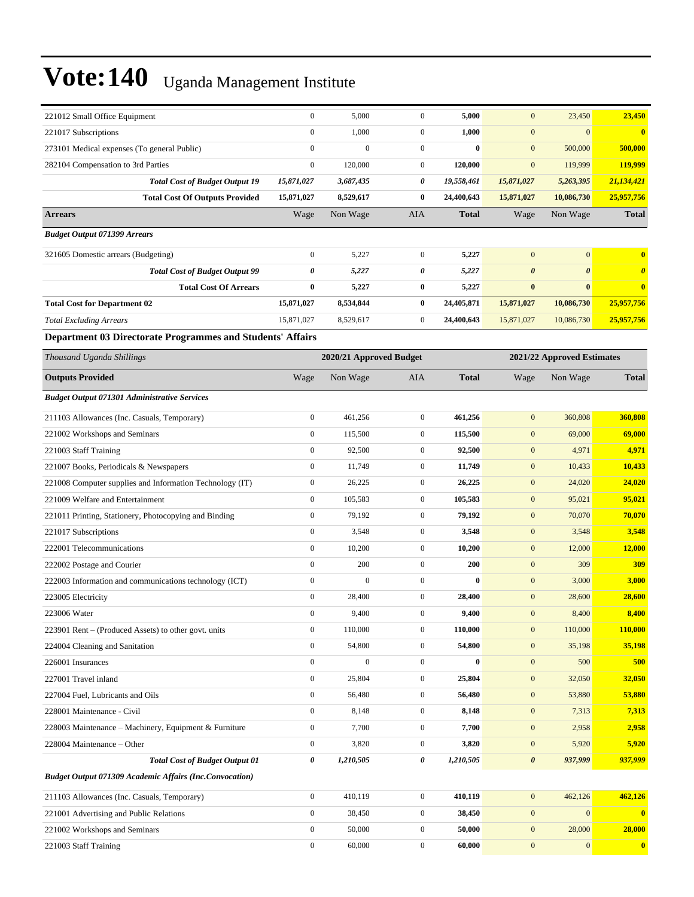# Vote:140 Uganda Management Institute

| | | | | | | | |
|---|---|---|---|---|---|---|---|
| 221012 Small Office Equipment | 0 | 5,000 | 0 | **5,000** | 0 | 23,450 | **23,450** |
| 221017 Subscriptions | 0 | 1,000 | 0 | **1,000** | 0 | 0 | **0** |
| 273101 Medical expenses (To general Public) | 0 | 0 | 0 | **0** | 0 | 500,000 | **500,000** |
| 282104 Compensation to 3rd Parties | 0 | 120,000 | 0 | **120,000** | 0 | 119,999 | **119,999** |
| ***Total Cost of Budget Output 19*** | ***15,871,027*** | ***3,687,435*** | ***0*** | ***19,558,461*** | ***15,871,027*** | ***5,263,395*** | ***21,134,421*** |
| **Total Cost Of Outputs Provided** | **15,871,027** | **8,529,617** | **0** | **24,400,643** | **15,871,027** | **10,086,730** | **25,957,756** |
| **Arrears** | Wage | Non Wage | AIA | **Total** | Wage | Non Wage | **Total** |
| ***Budget Output 071399 Arrears*** | | | | | | | |
| 321605 Domestic arrears (Budgeting) | 0 | 5,227 | 0 | **5,227** | 0 | 0 | **0** |
| ***Total Cost of Budget Output 99*** | ***0*** | ***5,227*** | ***0*** | ***5,227*** | ***0*** | ***0*** | ***0*** |
| **Total Cost Of Arrears** | **0** | **5,227** | **0** | **5,227** | **0** | **0** | **0** |
| **Total Cost for Department 02** | **15,871,027** | **8,534,844** | **0** | **24,405,871** | **15,871,027** | **10,086,730** | **25,957,756** |
| *Total Excluding Arrears* | 15,871,027 | 8,529,617 | 0 | **24,400,643** | 15,871,027 | 10,086,730 | **25,957,756** |

**Department 03 Directorate Programmes and Students' Affairs**

| *Thousand Uganda Shillings* | 2020/21 Approved Budget | | | | 2021/22 Approved Estimates | | |
|---|---|---|---|---|---|---|---|
| **Outputs Provided** | Wage | Non Wage | AIA | **Total** | Wage | Non Wage | **Total** |
| ***Budget Output 071301 Administrative Services*** | | | | | | | |
| 211103 Allowances (Inc. Casuals, Temporary) | 0 | 461,256 | 0 | **461,256** | 0 | 360,808 | **360,808** |
| 221002 Workshops and Seminars | 0 | 115,500 | 0 | **115,500** | 0 | 69,000 | **69,000** |
| 221003 Staff Training | 0 | 92,500 | 0 | **92,500** | 0 | 4,971 | **4,971** |
| 221007 Books, Periodicals & Newspapers | 0 | 11,749 | 0 | **11,749** | 0 | 10,433 | **10,433** |
| 221008 Computer supplies and Information Technology (IT) | 0 | 26,225 | 0 | **26,225** | 0 | 24,020 | **24,020** |
| 221009 Welfare and Entertainment | 0 | 105,583 | 0 | **105,583** | 0 | 95,021 | **95,021** |
| 221011 Printing, Stationery, Photocopying and Binding | 0 | 79,192 | 0 | **79,192** | 0 | 70,070 | **70,070** |
| 221017 Subscriptions | 0 | 3,548 | 0 | **3,548** | 0 | 3,548 | **3,548** |
| 222001 Telecommunications | 0 | 10,200 | 0 | **10,200** | 0 | 12,000 | **12,000** |
| 222002 Postage and Courier | 0 | 200 | 0 | **200** | 0 | 309 | **309** |
| 222003 Information and communications technology (ICT) | 0 | 0 | 0 | **0** | 0 | 3,000 | **3,000** |
| 223005 Electricity | 0 | 28,400 | 0 | **28,400** | 0 | 28,600 | **28,600** |
| 223006 Water | 0 | 9,400 | 0 | **9,400** | 0 | 8,400 | **8,400** |
| 223901 Rent – (Produced Assets) to other govt. units | 0 | 110,000 | 0 | **110,000** | 0 | 110,000 | **110,000** |
| 224004 Cleaning and Sanitation | 0 | 54,800 | 0 | **54,800** | 0 | 35,198 | **35,198** |
| 226001 Insurances | 0 | 0 | 0 | **0** | 0 | 500 | **500** |
| 227001 Travel inland | 0 | 25,804 | 0 | **25,804** | 0 | 32,050 | **32,050** |
| 227004 Fuel, Lubricants and Oils | 0 | 56,480 | 0 | **56,480** | 0 | 53,880 | **53,880** |
| 228001 Maintenance - Civil | 0 | 8,148 | 0 | **8,148** | 0 | 7,313 | **7,313** |
| 228003 Maintenance – Machinery, Equipment & Furniture | 0 | 7,700 | 0 | **7,700** | 0 | 2,958 | **2,958** |
| 228004 Maintenance – Other | 0 | 3,820 | 0 | **3,820** | 0 | 5,920 | **5,920** |
| ***Total Cost of Budget Output 01*** | ***0*** | ***1,210,505*** | ***0*** | ***1,210,505*** | ***0*** | ***937,999*** | ***937,999*** |
| ***Budget Output 071309 Academic Affairs (Inc.Convocation)*** | | | | | | | |
| 211103 Allowances (Inc. Casuals, Temporary) | 0 | 410,119 | 0 | **410,119** | 0 | 462,126 | **462,126** |
| 221001 Advertising and Public Relations | 0 | 38,450 | 0 | **38,450** | 0 | 0 | **0** |
| 221002 Workshops and Seminars | 0 | 50,000 | 0 | **50,000** | 0 | 28,000 | **28,000** |
| 221003 Staff Training | 0 | 60,000 | 0 | **60,000** | 0 | 0 | **0** |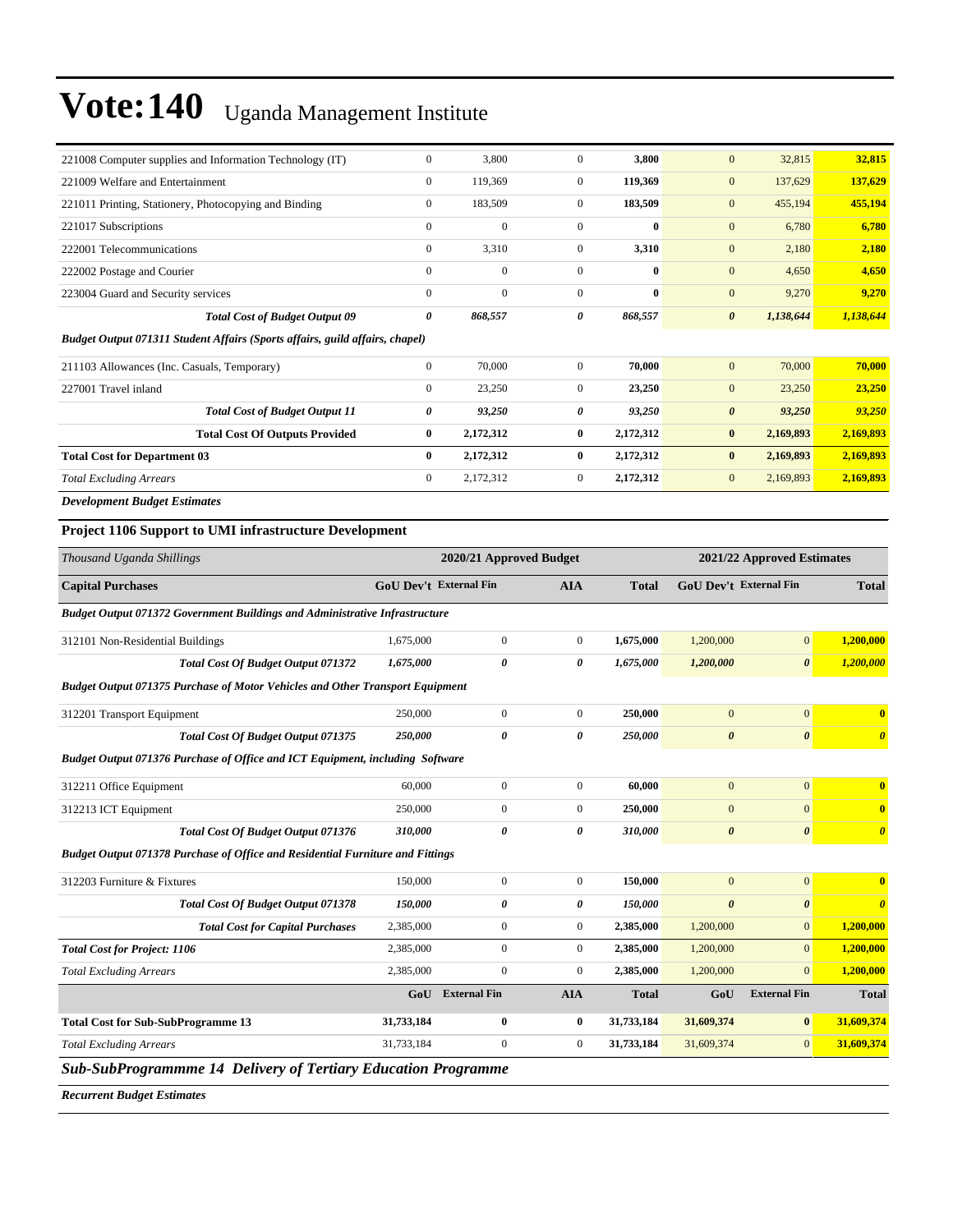# Vote:140 Uganda Management Institute

| | | | | | | | |
|---|---|---|---|---|---|---|---|
| 221008 Computer supplies and Information Technology (IT) | 0 | 3,800 | 0 | **3,800** | 0 | 32,815 | **32,815** |
| 221009 Welfare and Entertainment | 0 | 119,369 | 0 | **119,369** | 0 | 137,629 | **137,629** |
| 221011 Printing, Stationery, Photocopying and Binding | 0 | 183,509 | 0 | **183,509** | 0 | 455,194 | **455,194** |
| 221017 Subscriptions | 0 | 0 | 0 | **0** | 0 | 6,780 | **6,780** |
| 222001 Telecommunications | 0 | 3,310 | 0 | **3,310** | 0 | 2,180 | **2,180** |
| 222002 Postage and Courier | 0 | 0 | 0 | **0** | 0 | 4,650 | **4,650** |
| 223004 Guard and Security services | 0 | 0 | 0 | **0** | 0 | 9,270 | **9,270** |
| ***Total Cost of Budget Output 09*** | ***0*** | ***868,557*** | ***0*** | ***868,557*** | ***0*** | ***1,138,644*** | ***1,138,644*** |
| ***Budget Output 071311 Student Affairs (Sports affairs, guild affairs, chapel)*** | | | | | | | |
| 211103 Allowances (Inc. Casuals, Temporary) | 0 | 70,000 | 0 | **70,000** | 0 | 70,000 | **70,000** |
| 227001 Travel inland | 0 | 23,250 | 0 | **23,250** | 0 | 23,250 | **23,250** |
| ***Total Cost of Budget Output 11*** | ***0*** | ***93,250*** | ***0*** | ***93,250*** | ***0*** | ***93,250*** | ***93,250*** |
| **Total Cost Of Outputs Provided** | **0** | **2,172,312** | **0** | **2,172,312** | **0** | **2,169,893** | **2,169,893** |
| **Total Cost for Department 03** | **0** | **2,172,312** | **0** | **2,172,312** | **0** | **2,169,893** | **2,169,893** |
| *Total Excluding Arrears* | 0 | 2,172,312 | 0 | **2,172,312** | 0 | 2,169,893 | **2,169,893** |

***Development Budget Estimates***

**Project 1106 Support to UMI infrastructure Development**

| *Thousand Uganda Shillings* | 2020/21 Approved Budget | | | | 2021/22 Approved Estimates | | |
|---|---|---|---|---|---|---|---|
| **Capital Purchases** | **GoU Dev't** | **External Fin** | **AIA** | **Total** | **GoU Dev't** | **External Fin** | **Total** |
| ***Budget Output 071372 Government Buildings and Administrative Infrastructure*** | | | | | | | |
| 312101 Non-Residential Buildings | 1,675,000 | 0 | 0 | **1,675,000** | 1,200,000 | 0 | **1,200,000** |
| ***Total Cost Of Budget Output 071372*** | ***1,675,000*** | ***0*** | ***0*** | ***1,675,000*** | ***1,200,000*** | ***0*** | ***1,200,000*** |
| ***Budget Output 071375 Purchase of Motor Vehicles and Other Transport Equipment*** | | | | | | | |
| 312201 Transport Equipment | 250,000 | 0 | 0 | **250,000** | 0 | 0 | **0** |
| ***Total Cost Of Budget Output 071375*** | ***250,000*** | ***0*** | ***0*** | ***250,000*** | ***0*** | ***0*** | ***0*** |
| ***Budget Output 071376 Purchase of Office and ICT Equipment, including Software*** | | | | | | | |
| 312211 Office Equipment | 60,000 | 0 | 0 | **60,000** | 0 | 0 | **0** |
| 312213 ICT Equipment | 250,000 | 0 | 0 | **250,000** | 0 | 0 | **0** |
| ***Total Cost Of Budget Output 071376*** | ***310,000*** | ***0*** | ***0*** | ***310,000*** | ***0*** | ***0*** | ***0*** |
| ***Budget Output 071378 Purchase of Office and Residential Furniture and Fittings*** | | | | | | | |
| 312203 Furniture & Fixtures | 150,000 | 0 | 0 | **150,000** | 0 | 0 | **0** |
| ***Total Cost Of Budget Output 071378*** | ***150,000*** | ***0*** | ***0*** | ***150,000*** | ***0*** | ***0*** | ***0*** |
| ***Total Cost for Capital Purchases*** | 2,385,000 | 0 | 0 | **2,385,000** | 1,200,000 | 0 | **1,200,000** |
| ***Total Cost for Project: 1106*** | 2,385,000 | 0 | 0 | **2,385,000** | 1,200,000 | 0 | **1,200,000** |
| *Total Excluding Arrears* | 2,385,000 | 0 | 0 | **2,385,000** | 1,200,000 | 0 | **1,200,000** |
| | **GoU** | **External Fin** | **AIA** | **Total** | **GoU** | **External Fin** | **Total** |
| **Total Cost for Sub-SubProgramme 13** | **31,733,184** | **0** | **0** | **31,733,184** | **31,609,374** | **0** | **31,609,374** |
| *Total Excluding Arrears* | 31,733,184 | 0 | 0 | **31,733,184** | 31,609,374 | 0 | **31,609,374** |

## *Sub-SubProgrammme 14 Delivery of Tertiary Education Programme*

***Recurrent Budget Estimates***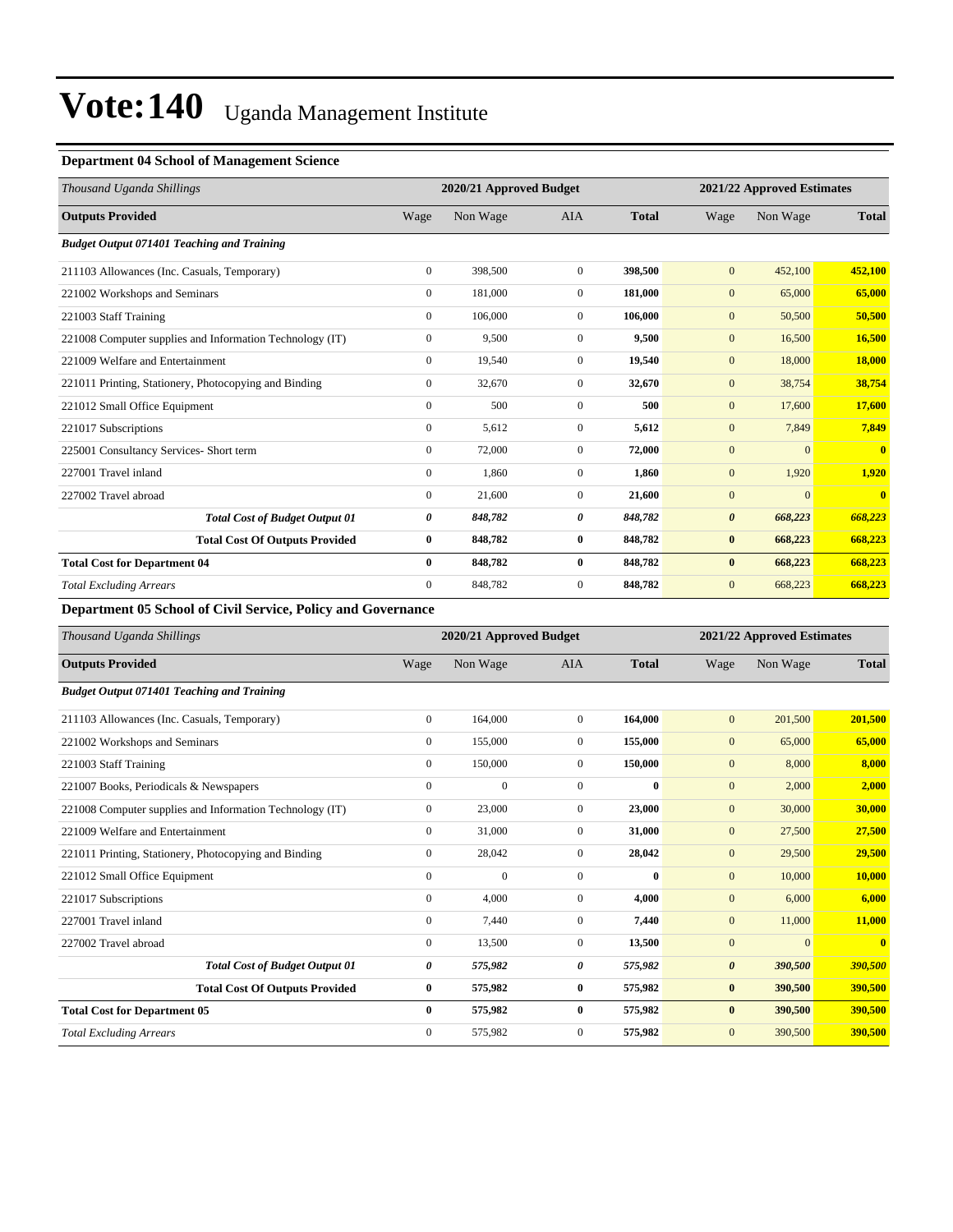# Vote:140 Uganda Management Institute

### Department 04 School of Management Science

| *Thousand Uganda Shillings* | 2020/21 Approved Budget | | | | 2021/22 Approved Estimates | | |
|---|---|---|---|---|---|---|---|
| **Outputs Provided** | Wage | Non Wage | AIA | **Total** | Wage | Non Wage | **Total** |
| ***Budget Output 071401 Teaching and Training*** | | | | | | | |
| 211103 Allowances (Inc. Casuals, Temporary) | 0 | 398,500 | 0 | **398,500** | 0 | 452,100 | **452,100** |
| 221002 Workshops and Seminars | 0 | 181,000 | 0 | **181,000** | 0 | 65,000 | **65,000** |
| 221003 Staff Training | 0 | 106,000 | 0 | **106,000** | 0 | 50,500 | **50,500** |
| 221008 Computer supplies and Information Technology (IT) | 0 | 9,500 | 0 | **9,500** | 0 | 16,500 | **16,500** |
| 221009 Welfare and Entertainment | 0 | 19,540 | 0 | **19,540** | 0 | 18,000 | **18,000** |
| 221011 Printing, Stationery, Photocopying and Binding | 0 | 32,670 | 0 | **32,670** | 0 | 38,754 | **38,754** |
| 221012 Small Office Equipment | 0 | 500 | 0 | **500** | 0 | 17,600 | **17,600** |
| 221017 Subscriptions | 0 | 5,612 | 0 | **5,612** | 0 | 7,849 | **7,849** |
| 225001 Consultancy Services- Short term | 0 | 72,000 | 0 | **72,000** | 0 | 0 | **0** |
| 227001 Travel inland | 0 | 1,860 | 0 | **1,860** | 0 | 1,920 | **1,920** |
| 227002 Travel abroad | 0 | 21,600 | 0 | **21,600** | 0 | 0 | **0** |
| ***Total Cost of Budget Output 01*** | ***0*** | ***848,782*** | ***0*** | ***848,782*** | ***0*** | ***668,223*** | ***668,223*** |
| **Total Cost Of Outputs Provided** | **0** | **848,782** | **0** | **848,782** | **0** | **668,223** | **668,223** |
| **Total Cost for Department 04** | **0** | **848,782** | **0** | **848,782** | **0** | **668,223** | **668,223** |
| *Total Excluding Arrears* | 0 | 848,782 | 0 | 848,782 | 0 | 668,223 | **668,223** |

### Department 05 School of Civil Service, Policy and Governance

| *Thousand Uganda Shillings* | 2020/21 Approved Budget | | | | 2021/22 Approved Estimates | | |
|---|---|---|---|---|---|---|---|
| **Outputs Provided** | Wage | Non Wage | AIA | **Total** | Wage | Non Wage | **Total** |
| ***Budget Output 071401 Teaching and Training*** | | | | | | | |
| 211103 Allowances (Inc. Casuals, Temporary) | 0 | 164,000 | 0 | **164,000** | 0 | 201,500 | **201,500** |
| 221002 Workshops and Seminars | 0 | 155,000 | 0 | **155,000** | 0 | 65,000 | **65,000** |
| 221003 Staff Training | 0 | 150,000 | 0 | **150,000** | 0 | 8,000 | **8,000** |
| 221007 Books, Periodicals & Newspapers | 0 | 0 | 0 | **0** | 0 | 2,000 | **2,000** |
| 221008 Computer supplies and Information Technology (IT) | 0 | 23,000 | 0 | **23,000** | 0 | 30,000 | **30,000** |
| 221009 Welfare and Entertainment | 0 | 31,000 | 0 | **31,000** | 0 | 27,500 | **27,500** |
| 221011 Printing, Stationery, Photocopying and Binding | 0 | 28,042 | 0 | **28,042** | 0 | 29,500 | **29,500** |
| 221012 Small Office Equipment | 0 | 0 | 0 | **0** | 0 | 10,000 | **10,000** |
| 221017 Subscriptions | 0 | 4,000 | 0 | **4,000** | 0 | 6,000 | **6,000** |
| 227001 Travel inland | 0 | 7,440 | 0 | **7,440** | 0 | 11,000 | **11,000** |
| 227002 Travel abroad | 0 | 13,500 | 0 | **13,500** | 0 | 0 | **0** |
| ***Total Cost of Budget Output 01*** | ***0*** | ***575,982*** | ***0*** | ***575,982*** | ***0*** | ***390,500*** | ***390,500*** |
| **Total Cost Of Outputs Provided** | **0** | **575,982** | **0** | **575,982** | **0** | **390,500** | **390,500** |
| **Total Cost for Department 05** | **0** | **575,982** | **0** | **575,982** | **0** | **390,500** | **390,500** |
| *Total Excluding Arrears* | 0 | 575,982 | 0 | 575,982 | 0 | 390,500 | **390,500** |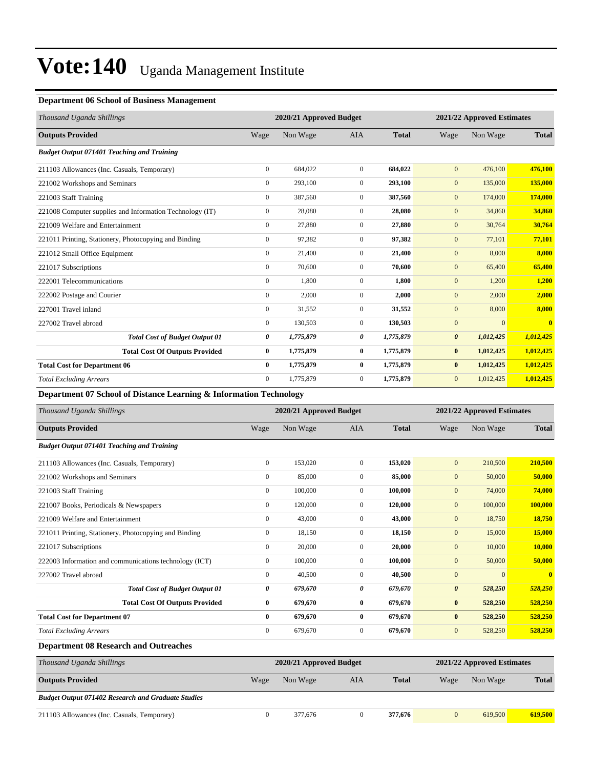# Vote:140 Uganda Management Institute

### Department 06 School of Business Management

| Thousand Uganda Shillings | 2020/21 Approved Budget | | | | 2021/22 Approved Estimates | | |
|---|---|---|---|---|---|---|---|
| **Outputs Provided** | Wage | Non Wage | AIA | **Total** | Wage | Non Wage | **Total** |
| ***Budget Output 071401 Teaching and Training*** | | | | | | | |
| 211103 Allowances (Inc. Casuals, Temporary) | 0 | 684,022 | 0 | **684,022** | 0 | 476,100 | **476,100** |
| 221002 Workshops and Seminars | 0 | 293,100 | 0 | **293,100** | 0 | 135,000 | **135,000** |
| 221003 Staff Training | 0 | 387,560 | 0 | **387,560** | 0 | 174,000 | **174,000** |
| 221008 Computer supplies and Information Technology (IT) | 0 | 28,080 | 0 | **28,080** | 0 | 34,860 | **34,860** |
| 221009 Welfare and Entertainment | 0 | 27,880 | 0 | **27,880** | 0 | 30,764 | **30,764** |
| 221011 Printing, Stationery, Photocopying and Binding | 0 | 97,382 | 0 | **97,382** | 0 | 77,101 | **77,101** |
| 221012 Small Office Equipment | 0 | 21,400 | 0 | **21,400** | 0 | 8,000 | **8,000** |
| 221017 Subscriptions | 0 | 70,600 | 0 | **70,600** | 0 | 65,400 | **65,400** |
| 222001 Telecommunications | 0 | 1,800 | 0 | **1,800** | 0 | 1,200 | **1,200** |
| 222002 Postage and Courier | 0 | 2,000 | 0 | **2,000** | 0 | 2,000 | **2,000** |
| 227001 Travel inland | 0 | 31,552 | 0 | **31,552** | 0 | 8,000 | **8,000** |
| 227002 Travel abroad | 0 | 130,503 | 0 | **130,503** | 0 | 0 | **0** |
| ***Total Cost of Budget Output 01*** | ***0*** | ***1,775,879*** | ***0*** | ***1,775,879*** | ***0*** | ***1,012,425*** | ***1,012,425*** |
| **Total Cost Of Outputs Provided** | **0** | **1,775,879** | **0** | **1,775,879** | **0** | **1,012,425** | **1,012,425** |
| **Total Cost for Department 06** | **0** | **1,775,879** | **0** | **1,775,879** | **0** | **1,012,425** | **1,012,425** |
| *Total Excluding Arrears* | 0 | 1,775,879 | 0 | **1,775,879** | 0 | 1,012,425 | **1,012,425** |

### Department 07 School of Distance Learning & Information Technology

| Thousand Uganda Shillings | 2020/21 Approved Budget | | | | 2021/22 Approved Estimates | | |
|---|---|---|---|---|---|---|---|
| **Outputs Provided** | Wage | Non Wage | AIA | **Total** | Wage | Non Wage | **Total** |
| ***Budget Output 071401 Teaching and Training*** | | | | | | | |
| 211103 Allowances (Inc. Casuals, Temporary) | 0 | 153,020 | 0 | **153,020** | 0 | 210,500 | **210,500** |
| 221002 Workshops and Seminars | 0 | 85,000 | 0 | **85,000** | 0 | 50,000 | **50,000** |
| 221003 Staff Training | 0 | 100,000 | 0 | **100,000** | 0 | 74,000 | **74,000** |
| 221007 Books, Periodicals & Newspapers | 0 | 120,000 | 0 | **120,000** | 0 | 100,000 | **100,000** |
| 221009 Welfare and Entertainment | 0 | 43,000 | 0 | **43,000** | 0 | 18,750 | **18,750** |
| 221011 Printing, Stationery, Photocopying and Binding | 0 | 18,150 | 0 | **18,150** | 0 | 15,000 | **15,000** |
| 221017 Subscriptions | 0 | 20,000 | 0 | **20,000** | 0 | 10,000 | **10,000** |
| 222003 Information and communications technology (ICT) | 0 | 100,000 | 0 | **100,000** | 0 | 50,000 | **50,000** |
| 227002 Travel abroad | 0 | 40,500 | 0 | **40,500** | 0 | 0 | **0** |
| ***Total Cost of Budget Output 01*** | ***0*** | ***679,670*** | ***0*** | ***679,670*** | ***0*** | ***528,250*** | ***528,250*** |
| **Total Cost Of Outputs Provided** | **0** | **679,670** | **0** | **679,670** | **0** | **528,250** | **528,250** |
| **Total Cost for Department 07** | **0** | **679,670** | **0** | **679,670** | **0** | **528,250** | **528,250** |
| *Total Excluding Arrears* | 0 | 679,670 | 0 | **679,670** | 0 | 528,250 | **528,250** |

### Department 08 Research and Outreaches

| Thousand Uganda Shillings | 2020/21 Approved Budget | | | | 2021/22 Approved Estimates | | |
|---|---|---|---|---|---|---|---|
| **Outputs Provided** | Wage | Non Wage | AIA | **Total** | Wage | Non Wage | **Total** |
| ***Budget Output 071402 Research and Graduate Studies*** | | | | | | | |
| 211103 Allowances (Inc. Casuals, Temporary) | 0 | 377,676 | 0 | **377,676** | 0 | 619,500 | **619,500** |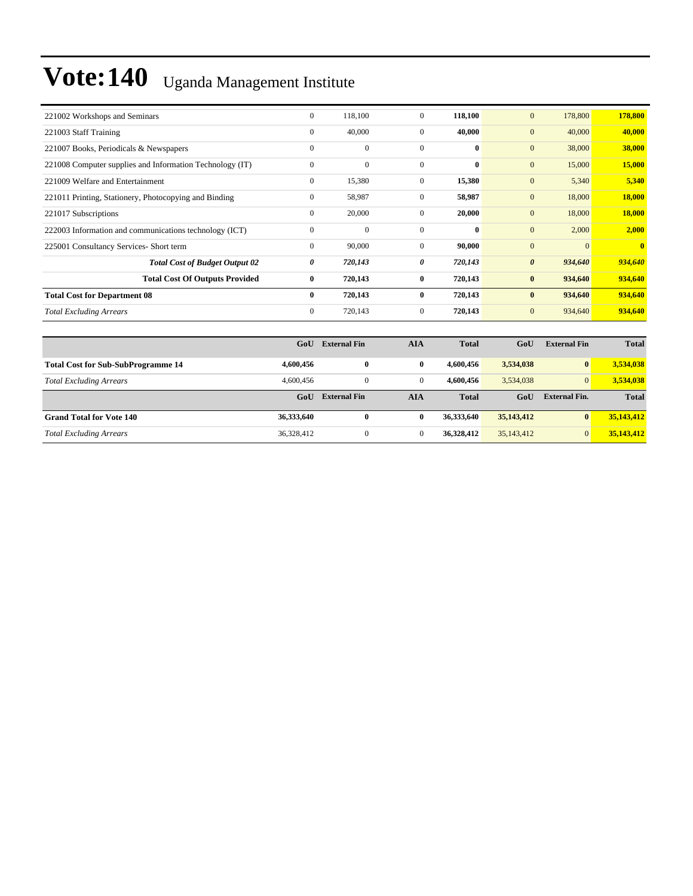# Vote:140 Uganda Management Institute

| | | | | | | | |
|---|---|---|---|---|---|---|---|
| 221002 Workshops and Seminars | 0 | 118,100 | 0 | **118,100** | 0 | 178,800 | **178,800** |
| 221003 Staff Training | 0 | 40,000 | 0 | **40,000** | 0 | 40,000 | **40,000** |
| 221007 Books, Periodicals & Newspapers | 0 | 0 | 0 | **0** | 0 | 38,000 | **38,000** |
| 221008 Computer supplies and Information Technology (IT) | 0 | 0 | 0 | **0** | 0 | 15,000 | **15,000** |
| 221009 Welfare and Entertainment | 0 | 15,380 | 0 | **15,380** | 0 | 5,340 | **5,340** |
| 221011 Printing, Stationery, Photocopying and Binding | 0 | 58,987 | 0 | **58,987** | 0 | 18,000 | **18,000** |
| 221017 Subscriptions | 0 | 20,000 | 0 | **20,000** | 0 | 18,000 | **18,000** |
| 222003 Information and communications technology (ICT) | 0 | 0 | 0 | **0** | 0 | 2,000 | **2,000** |
| 225001 Consultancy Services- Short term | 0 | 90,000 | 0 | **90,000** | 0 | 0 | **0** |
| ***Total Cost of Budget Output 02*** | ***0*** | ***720,143*** | ***0*** | ***720,143*** | ***0*** | ***934,640*** | ***934,640*** |
| **Total Cost Of Outputs Provided** | **0** | **720,143** | **0** | **720,143** | **0** | **934,640** | **934,640** |
| **Total Cost for Department 08** | **0** | **720,143** | **0** | **720,143** | **0** | **934,640** | **934,640** |
| *Total Excluding Arrears* | 0 | 720,143 | 0 | 720,143 | 0 | 934,640 | 934,640 |

| | GoU | External Fin | AIA | Total | GoU | External Fin | Total |
|---|---|---|---|---|---|---|---|
| **Total Cost for Sub-SubProgramme 14** | **4,600,456** | **0** | **0** | **4,600,456** | **3,534,038** | **0** | **3,534,038** |
| *Total Excluding Arrears* | 4,600,456 | 0 | 0 | **4,600,456** | 3,534,038 | 0 | **3,534,038** |
| | **GoU** | **External Fin** | **AIA** | **Total** | **GoU** | **External Fin.** | **Total** |
| **Grand Total for Vote 140** | **36,333,640** | **0** | **0** | **36,333,640** | **35,143,412** | **0** | **35,143,412** |
| *Total Excluding Arrears* | 36,328,412 | 0 | 0 | **36,328,412** | 35,143,412 | 0 | **35,143,412** |